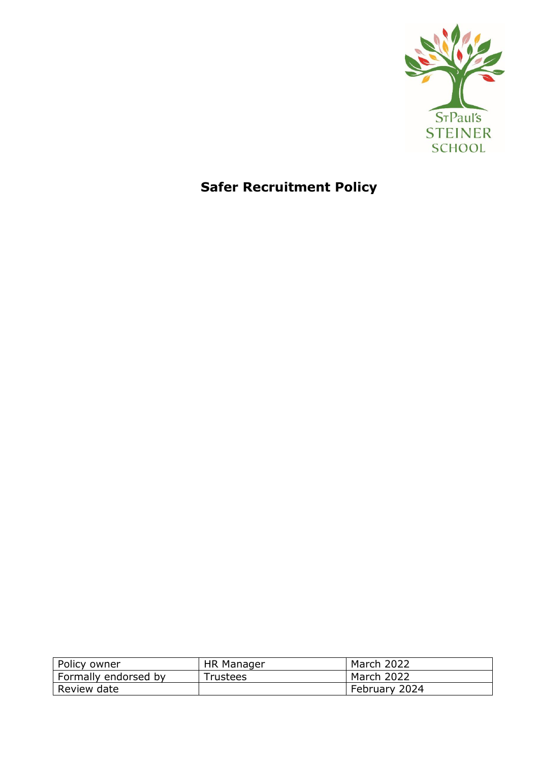St Paul's
STEINER
SCHOOL

# Safer Recruitment Policy

| Policy owner | HR Manager | March 2022 |
|---|---|---|
| Formally endorsed by | Trustees | March 2022 |
| Review date | | February 2024 |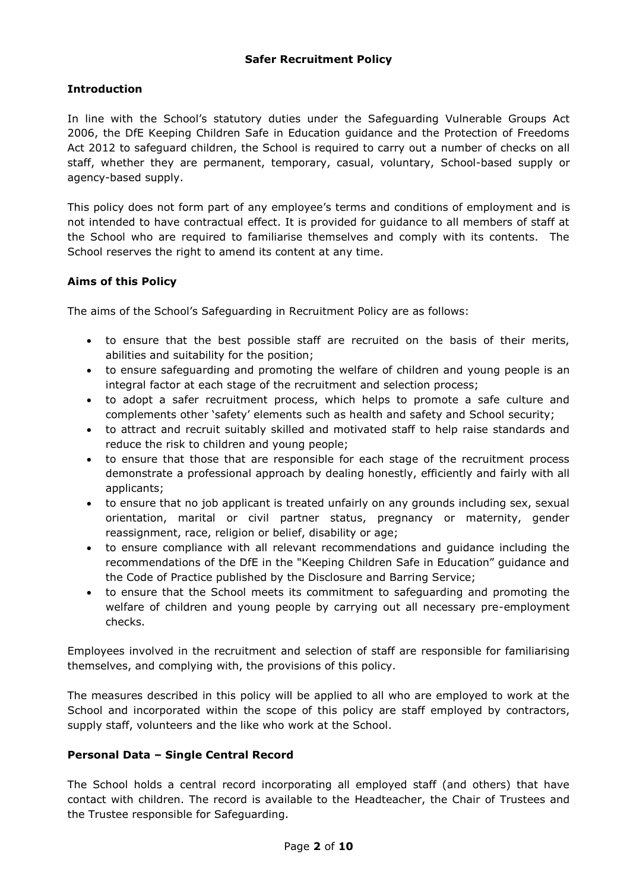# Safer Recruitment Policy

## Introduction

In line with the School's statutory duties under the Safeguarding Vulnerable Groups Act 2006, the DfE Keeping Children Safe in Education guidance and the Protection of Freedoms Act 2012 to safeguard children, the School is required to carry out a number of checks on all staff, whether they are permanent, temporary, casual, voluntary, School-based supply or agency-based supply.

This policy does not form part of any employee's terms and conditions of employment and is not intended to have contractual effect. It is provided for guidance to all members of staff at the School who are required to familiarise themselves and comply with its contents. The School reserves the right to amend its content at any time.

## Aims of this Policy

The aims of the School's Safeguarding in Recruitment Policy are as follows:

- to ensure that the best possible staff are recruited on the basis of their merits, abilities and suitability for the position;
- to ensure safeguarding and promoting the welfare of children and young people is an integral factor at each stage of the recruitment and selection process;
- to adopt a safer recruitment process, which helps to promote a safe culture and complements other 'safety' elements such as health and safety and School security;
- to attract and recruit suitably skilled and motivated staff to help raise standards and reduce the risk to children and young people;
- to ensure that those that are responsible for each stage of the recruitment process demonstrate a professional approach by dealing honestly, efficiently and fairly with all applicants;
- to ensure that no job applicant is treated unfairly on any grounds including sex, sexual orientation, marital or civil partner status, pregnancy or maternity, gender reassignment, race, religion or belief, disability or age;
- to ensure compliance with all relevant recommendations and guidance including the recommendations of the DfE in the "Keeping Children Safe in Education" guidance and the Code of Practice published by the Disclosure and Barring Service;
- to ensure that the School meets its commitment to safeguarding and promoting the welfare of children and young people by carrying out all necessary pre-employment checks.

Employees involved in the recruitment and selection of staff are responsible for familiarising themselves, and complying with, the provisions of this policy.

The measures described in this policy will be applied to all who are employed to work at the School and incorporated within the scope of this policy are staff employed by contractors, supply staff, volunteers and the like who work at the School.

## Personal Data – Single Central Record

The School holds a central record incorporating all employed staff (and others) that have contact with children. The record is available to the Headteacher, the Chair of Trustees and the Trustee responsible for Safeguarding.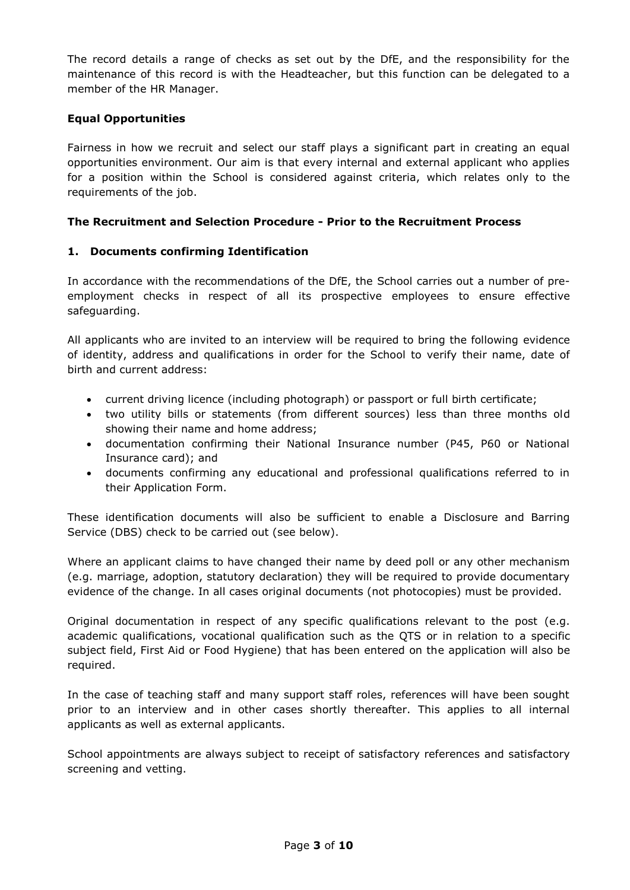The record details a range of checks as set out by the DfE, and the responsibility for the maintenance of this record is with the Headteacher, but this function can be delegated to a member of the HR Manager.

**Equal Opportunities**

Fairness in how we recruit and select our staff plays a significant part in creating an equal opportunities environment. Our aim is that every internal and external applicant who applies for a position within the School is considered against criteria, which relates only to the requirements of the job.

**The Recruitment and Selection Procedure - Prior to the Recruitment Process**

**1. Documents confirming Identification**

In accordance with the recommendations of the DfE, the School carries out a number of pre-employment checks in respect of all its prospective employees to ensure effective safeguarding.

All applicants who are invited to an interview will be required to bring the following evidence of identity, address and qualifications in order for the School to verify their name, date of birth and current address:

- current driving licence (including photograph) or passport or full birth certificate;
- two utility bills or statements (from different sources) less than three months old showing their name and home address;
- documentation confirming their National Insurance number (P45, P60 or National Insurance card); and
- documents confirming any educational and professional qualifications referred to in their Application Form.

These identification documents will also be sufficient to enable a Disclosure and Barring Service (DBS) check to be carried out (see below).

Where an applicant claims to have changed their name by deed poll or any other mechanism (e.g. marriage, adoption, statutory declaration) they will be required to provide documentary evidence of the change. In all cases original documents (not photocopies) must be provided.

Original documentation in respect of any specific qualifications relevant to the post (e.g. academic qualifications, vocational qualification such as the QTS or in relation to a specific subject field, First Aid or Food Hygiene) that has been entered on the application will also be required.

In the case of teaching staff and many support staff roles, references will have been sought prior to an interview and in other cases shortly thereafter. This applies to all internal applicants as well as external applicants.

School appointments are always subject to receipt of satisfactory references and satisfactory screening and vetting.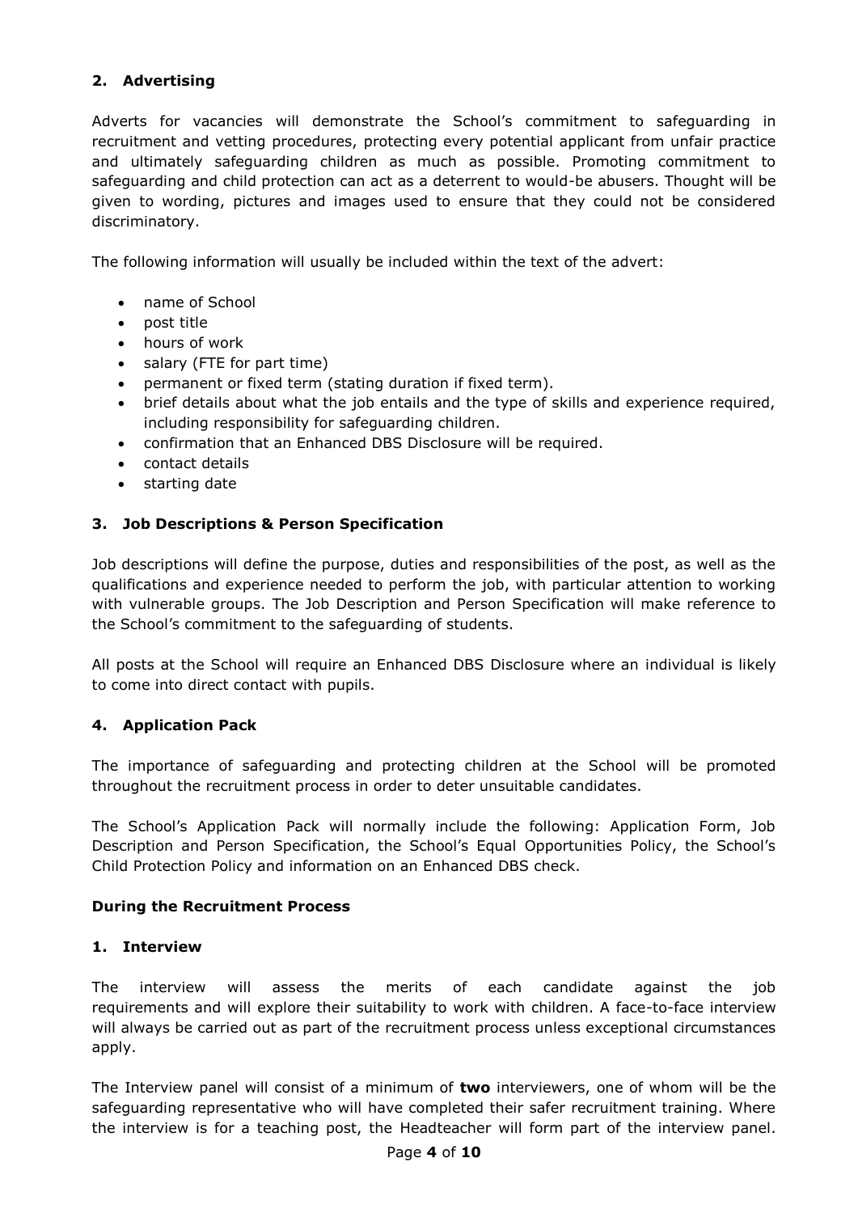## 2. Advertising

Adverts for vacancies will demonstrate the School's commitment to safeguarding in recruitment and vetting procedures, protecting every potential applicant from unfair practice and ultimately safeguarding children as much as possible. Promoting commitment to safeguarding and child protection can act as a deterrent to would-be abusers. Thought will be given to wording, pictures and images used to ensure that they could not be considered discriminatory.

The following information will usually be included within the text of the advert:

- name of School
- post title
- hours of work
- salary (FTE for part time)
- permanent or fixed term (stating duration if fixed term).
- brief details about what the job entails and the type of skills and experience required, including responsibility for safeguarding children.
- confirmation that an Enhanced DBS Disclosure will be required.
- contact details
- starting date

## 3. Job Descriptions & Person Specification

Job descriptions will define the purpose, duties and responsibilities of the post, as well as the qualifications and experience needed to perform the job, with particular attention to working with vulnerable groups. The Job Description and Person Specification will make reference to the School's commitment to the safeguarding of students.

All posts at the School will require an Enhanced DBS Disclosure where an individual is likely to come into direct contact with pupils.

## 4. Application Pack

The importance of safeguarding and protecting children at the School will be promoted throughout the recruitment process in order to deter unsuitable candidates.

The School's Application Pack will normally include the following: Application Form, Job Description and Person Specification, the School's Equal Opportunities Policy, the School's Child Protection Policy and information on an Enhanced DBS check.

### During the Recruitment Process

## 1. Interview

The interview will assess the merits of each candidate against the job requirements and will explore their suitability to work with children. A face-to-face interview will always be carried out as part of the recruitment process unless exceptional circumstances apply.

The Interview panel will consist of a minimum of **two** interviewers, one of whom will be the safeguarding representative who will have completed their safer recruitment training. Where the interview is for a teaching post, the Headteacher will form part of the interview panel.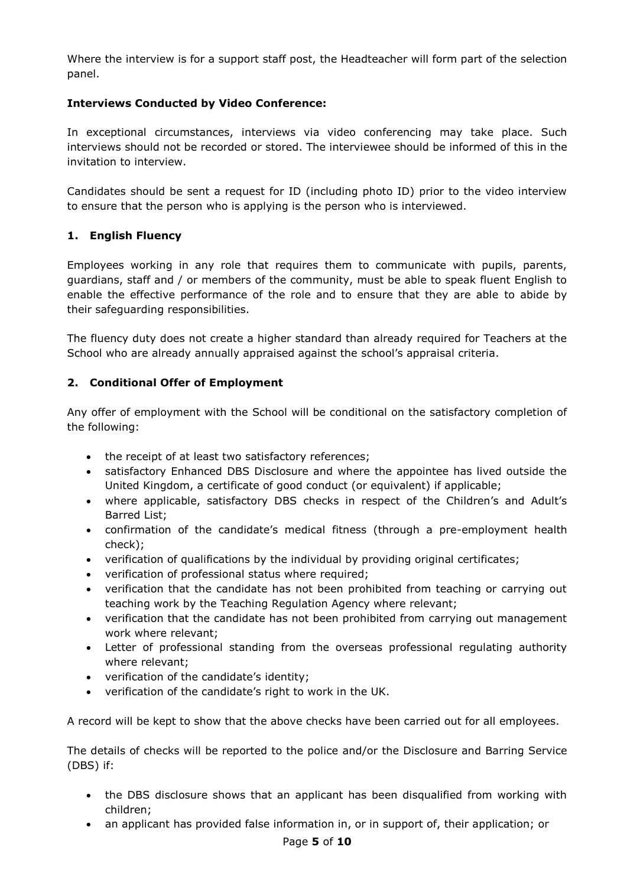Where the interview is for a support staff post, the Headteacher will form part of the selection panel.

**Interviews Conducted by Video Conference:**

In exceptional circumstances, interviews via video conferencing may take place. Such interviews should not be recorded or stored. The interviewee should be informed of this in the invitation to interview.

Candidates should be sent a request for ID (including photo ID) prior to the video interview to ensure that the person who is applying is the person who is interviewed.

## 1. English Fluency

Employees working in any role that requires them to communicate with pupils, parents, guardians, staff and / or members of the community, must be able to speak fluent English to enable the effective performance of the role and to ensure that they are able to abide by their safeguarding responsibilities.

The fluency duty does not create a higher standard than already required for Teachers at the School who are already annually appraised against the school's appraisal criteria.

## 2. Conditional Offer of Employment

Any offer of employment with the School will be conditional on the satisfactory completion of the following:

- the receipt of at least two satisfactory references;
- satisfactory Enhanced DBS Disclosure and where the appointee has lived outside the United Kingdom, a certificate of good conduct (or equivalent) if applicable;
- where applicable, satisfactory DBS checks in respect of the Children's and Adult's Barred List;
- confirmation of the candidate's medical fitness (through a pre-employment health check);
- verification of qualifications by the individual by providing original certificates;
- verification of professional status where required;
- verification that the candidate has not been prohibited from teaching or carrying out teaching work by the Teaching Regulation Agency where relevant;
- verification that the candidate has not been prohibited from carrying out management work where relevant;
- Letter of professional standing from the overseas professional regulating authority where relevant;
- verification of the candidate's identity;
- verification of the candidate's right to work in the UK.

A record will be kept to show that the above checks have been carried out for all employees.

The details of checks will be reported to the police and/or the Disclosure and Barring Service (DBS) if:

- the DBS disclosure shows that an applicant has been disqualified from working with children;
- an applicant has provided false information in, or in support of, their application; or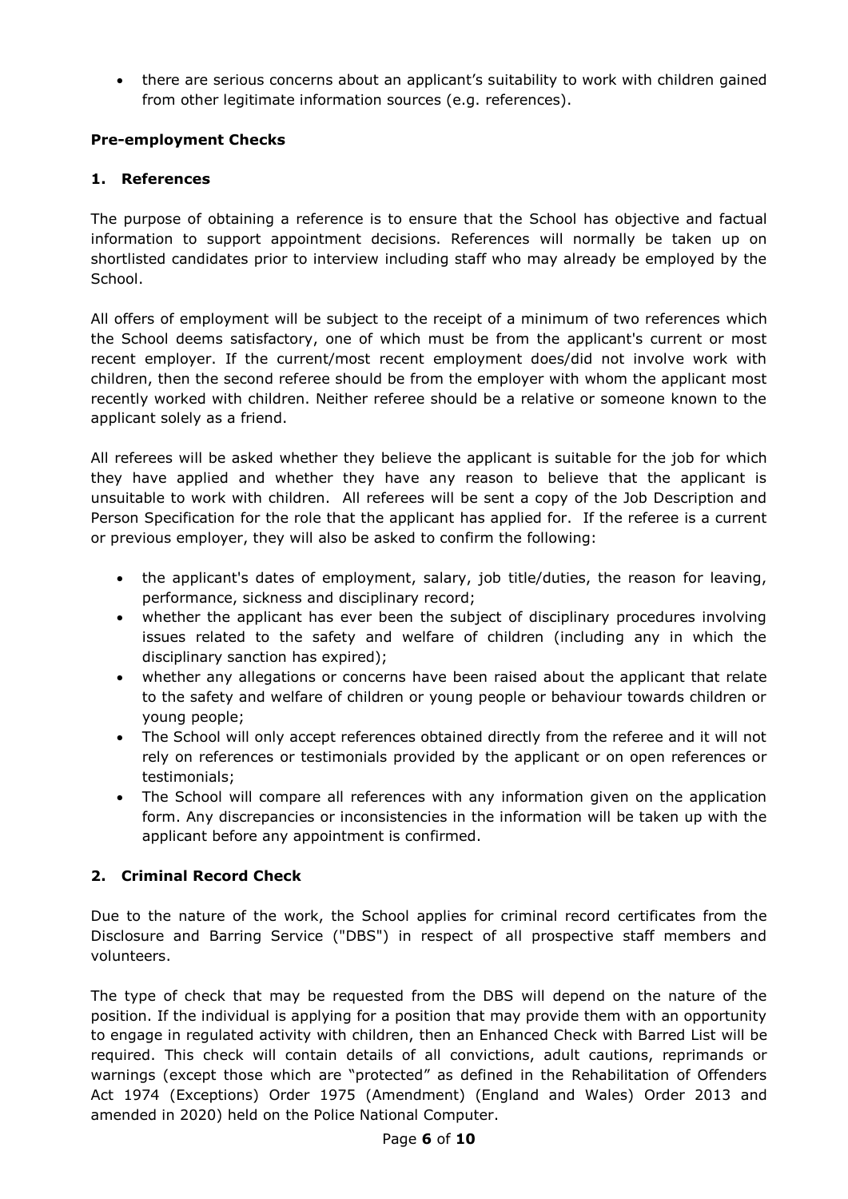- there are serious concerns about an applicant's suitability to work with children gained from other legitimate information sources (e.g. references).

**Pre-employment Checks**

**1. References**

The purpose of obtaining a reference is to ensure that the School has objective and factual information to support appointment decisions. References will normally be taken up on shortlisted candidates prior to interview including staff who may already be employed by the School.

All offers of employment will be subject to the receipt of a minimum of two references which the School deems satisfactory, one of which must be from the applicant's current or most recent employer. If the current/most recent employment does/did not involve work with children, then the second referee should be from the employer with whom the applicant most recently worked with children. Neither referee should be a relative or someone known to the applicant solely as a friend.

All referees will be asked whether they believe the applicant is suitable for the job for which they have applied and whether they have any reason to believe that the applicant is unsuitable to work with children. All referees will be sent a copy of the Job Description and Person Specification for the role that the applicant has applied for. If the referee is a current or previous employer, they will also be asked to confirm the following:

- the applicant's dates of employment, salary, job title/duties, the reason for leaving, performance, sickness and disciplinary record;
- whether the applicant has ever been the subject of disciplinary procedures involving issues related to the safety and welfare of children (including any in which the disciplinary sanction has expired);
- whether any allegations or concerns have been raised about the applicant that relate to the safety and welfare of children or young people or behaviour towards children or young people;
- The School will only accept references obtained directly from the referee and it will not rely on references or testimonials provided by the applicant or on open references or testimonials;
- The School will compare all references with any information given on the application form. Any discrepancies or inconsistencies in the information will be taken up with the applicant before any appointment is confirmed.

**2. Criminal Record Check**

Due to the nature of the work, the School applies for criminal record certificates from the Disclosure and Barring Service ("DBS") in respect of all prospective staff members and volunteers.

The type of check that may be requested from the DBS will depend on the nature of the position. If the individual is applying for a position that may provide them with an opportunity to engage in regulated activity with children, then an Enhanced Check with Barred List will be required. This check will contain details of all convictions, adult cautions, reprimands or warnings (except those which are "protected" as defined in the Rehabilitation of Offenders Act 1974 (Exceptions) Order 1975 (Amendment) (England and Wales) Order 2013 and amended in 2020) held on the Police National Computer.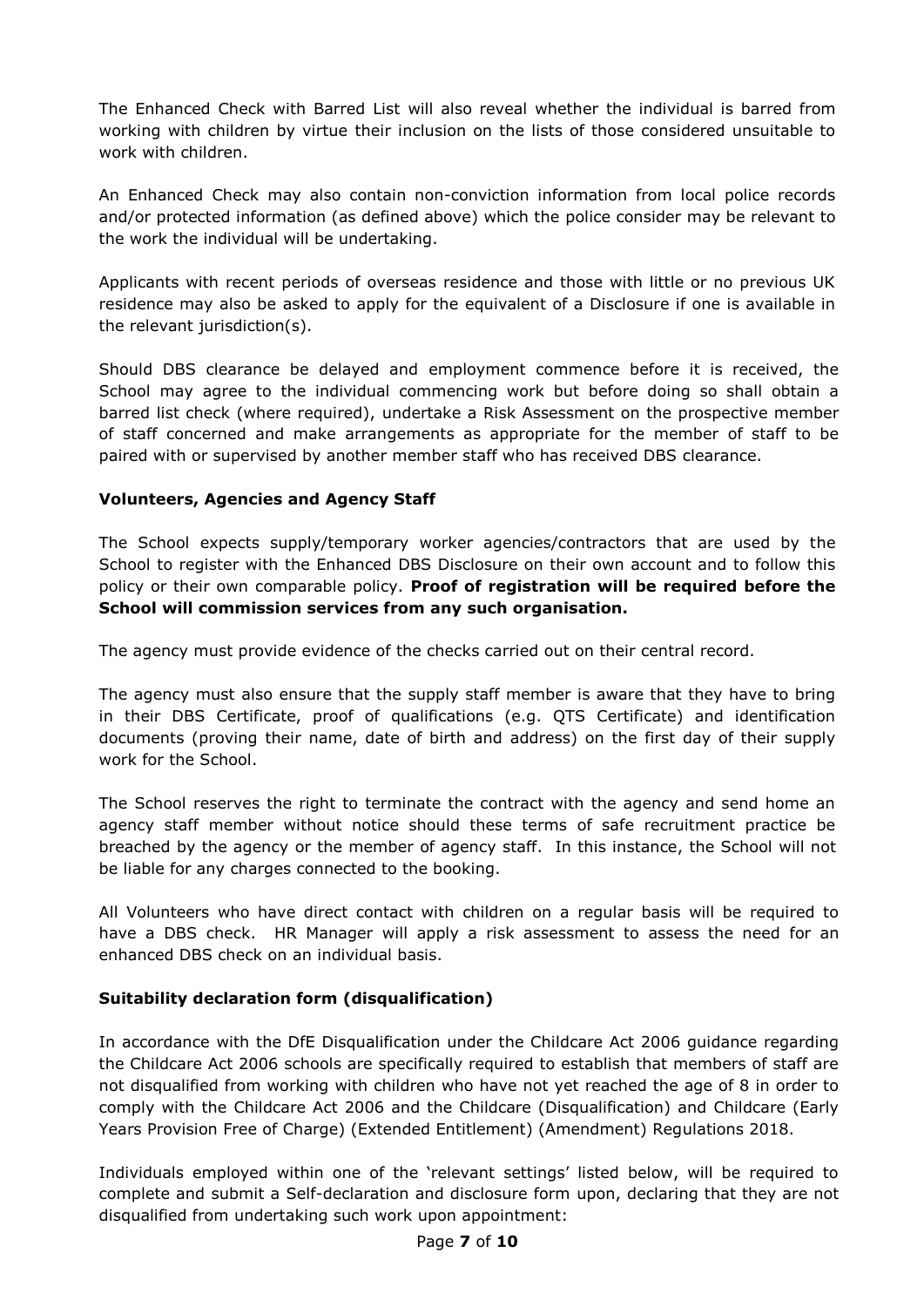The Enhanced Check with Barred List will also reveal whether the individual is barred from working with children by virtue their inclusion on the lists of those considered unsuitable to work with children.

An Enhanced Check may also contain non-conviction information from local police records and/or protected information (as defined above) which the police consider may be relevant to the work the individual will be undertaking.

Applicants with recent periods of overseas residence and those with little or no previous UK residence may also be asked to apply for the equivalent of a Disclosure if one is available in the relevant jurisdiction(s).

Should DBS clearance be delayed and employment commence before it is received, the School may agree to the individual commencing work but before doing so shall obtain a barred list check (where required), undertake a Risk Assessment on the prospective member of staff concerned and make arrangements as appropriate for the member of staff to be paired with or supervised by another member staff who has received DBS clearance.

**Volunteers, Agencies and Agency Staff**

The School expects supply/temporary worker agencies/contractors that are used by the School to register with the Enhanced DBS Disclosure on their own account and to follow this policy or their own comparable policy. **Proof of registration will be required before the School will commission services from any such organisation.**

The agency must provide evidence of the checks carried out on their central record.

The agency must also ensure that the supply staff member is aware that they have to bring in their DBS Certificate, proof of qualifications (e.g. QTS Certificate) and identification documents (proving their name, date of birth and address) on the first day of their supply work for the School.

The School reserves the right to terminate the contract with the agency and send home an agency staff member without notice should these terms of safe recruitment practice be breached by the agency or the member of agency staff. In this instance, the School will not be liable for any charges connected to the booking.

All Volunteers who have direct contact with children on a regular basis will be required to have a DBS check. HR Manager will apply a risk assessment to assess the need for an enhanced DBS check on an individual basis.

**Suitability declaration form (disqualification)**

In accordance with the DfE Disqualification under the Childcare Act 2006 guidance regarding the Childcare Act 2006 schools are specifically required to establish that members of staff are not disqualified from working with children who have not yet reached the age of 8 in order to comply with the Childcare Act 2006 and the Childcare (Disqualification) and Childcare (Early Years Provision Free of Charge) (Extended Entitlement) (Amendment) Regulations 2018.

Individuals employed within one of the 'relevant settings' listed below, will be required to complete and submit a Self-declaration and disclosure form upon, declaring that they are not disqualified from undertaking such work upon appointment: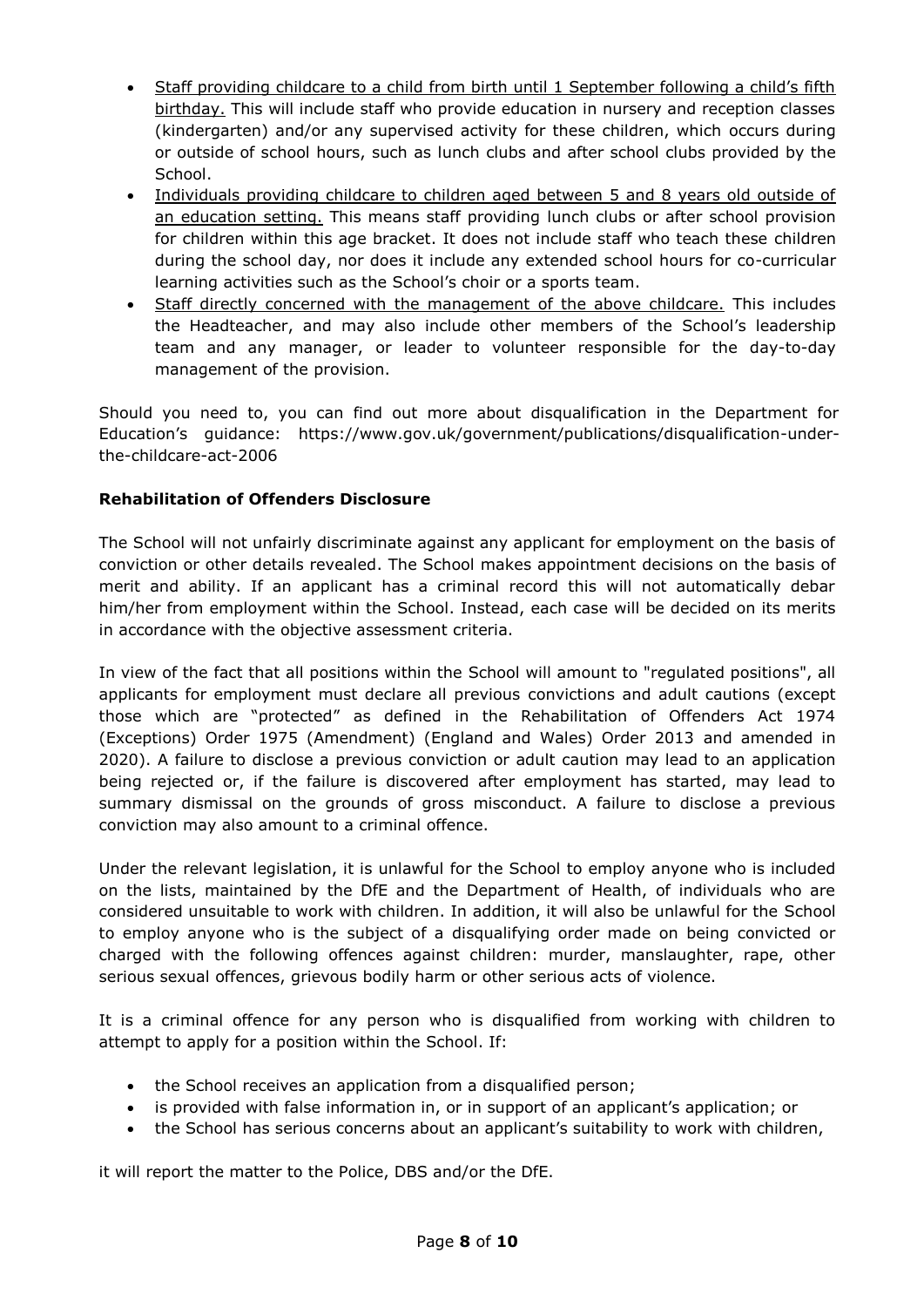- Staff providing childcare to a child from birth until 1 September following a child's fifth birthday. This will include staff who provide education in nursery and reception classes (kindergarten) and/or any supervised activity for these children, which occurs during or outside of school hours, such as lunch clubs and after school clubs provided by the School.
- Individuals providing childcare to children aged between 5 and 8 years old outside of an education setting. This means staff providing lunch clubs or after school provision for children within this age bracket. It does not include staff who teach these children during the school day, nor does it include any extended school hours for co-curricular learning activities such as the School's choir or a sports team.
- Staff directly concerned with the management of the above childcare. This includes the Headteacher, and may also include other members of the School's leadership team and any manager, or leader to volunteer responsible for the day-to-day management of the provision.

Should you need to, you can find out more about disqualification in the Department for Education's guidance: https://www.gov.uk/government/publications/disqualification-under-the-childcare-act-2006

**Rehabilitation of Offenders Disclosure**

The School will not unfairly discriminate against any applicant for employment on the basis of conviction or other details revealed. The School makes appointment decisions on the basis of merit and ability. If an applicant has a criminal record this will not automatically debar him/her from employment within the School. Instead, each case will be decided on its merits in accordance with the objective assessment criteria.

In view of the fact that all positions within the School will amount to "regulated positions", all applicants for employment must declare all previous convictions and adult cautions (except those which are "protected" as defined in the Rehabilitation of Offenders Act 1974 (Exceptions) Order 1975 (Amendment) (England and Wales) Order 2013 and amended in 2020). A failure to disclose a previous conviction or adult caution may lead to an application being rejected or, if the failure is discovered after employment has started, may lead to summary dismissal on the grounds of gross misconduct. A failure to disclose a previous conviction may also amount to a criminal offence.

Under the relevant legislation, it is unlawful for the School to employ anyone who is included on the lists, maintained by the DfE and the Department of Health, of individuals who are considered unsuitable to work with children. In addition, it will also be unlawful for the School to employ anyone who is the subject of a disqualifying order made on being convicted or charged with the following offences against children: murder, manslaughter, rape, other serious sexual offences, grievous bodily harm or other serious acts of violence.

It is a criminal offence for any person who is disqualified from working with children to attempt to apply for a position within the School. If:

- the School receives an application from a disqualified person;
- is provided with false information in, or in support of an applicant's application; or
- the School has serious concerns about an applicant's suitability to work with children,

it will report the matter to the Police, DBS and/or the DfE.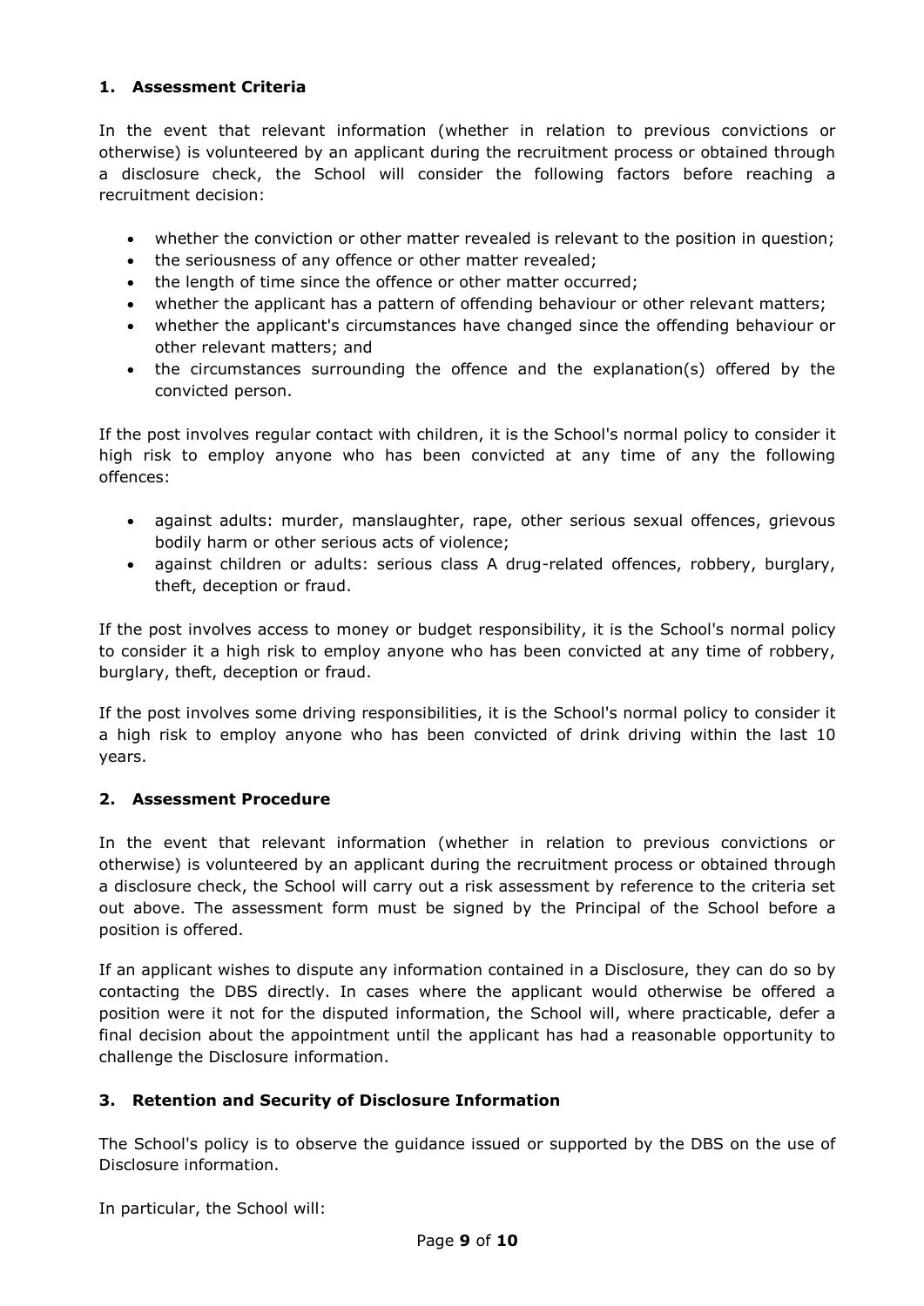### 1. Assessment Criteria

In the event that relevant information (whether in relation to previous convictions or otherwise) is volunteered by an applicant during the recruitment process or obtained through a disclosure check, the School will consider the following factors before reaching a recruitment decision:

- whether the conviction or other matter revealed is relevant to the position in question;
- the seriousness of any offence or other matter revealed;
- the length of time since the offence or other matter occurred;
- whether the applicant has a pattern of offending behaviour or other relevant matters;
- whether the applicant's circumstances have changed since the offending behaviour or other relevant matters; and
- the circumstances surrounding the offence and the explanation(s) offered by the convicted person.

If the post involves regular contact with children, it is the School's normal policy to consider it high risk to employ anyone who has been convicted at any time of any the following offences:

- against adults: murder, manslaughter, rape, other serious sexual offences, grievous bodily harm or other serious acts of violence;
- against children or adults: serious class A drug-related offences, robbery, burglary, theft, deception or fraud.

If the post involves access to money or budget responsibility, it is the School's normal policy to consider it a high risk to employ anyone who has been convicted at any time of robbery, burglary, theft, deception or fraud.

If the post involves some driving responsibilities, it is the School's normal policy to consider it a high risk to employ anyone who has been convicted of drink driving within the last 10 years.

### 2. Assessment Procedure

In the event that relevant information (whether in relation to previous convictions or otherwise) is volunteered by an applicant during the recruitment process or obtained through a disclosure check, the School will carry out a risk assessment by reference to the criteria set out above. The assessment form must be signed by the Principal of the School before a position is offered.

If an applicant wishes to dispute any information contained in a Disclosure, they can do so by contacting the DBS directly. In cases where the applicant would otherwise be offered a position were it not for the disputed information, the School will, where practicable, defer a final decision about the appointment until the applicant has had a reasonable opportunity to challenge the Disclosure information.

### 3. Retention and Security of Disclosure Information

The School's policy is to observe the guidance issued or supported by the DBS on the use of Disclosure information.

In particular, the School will: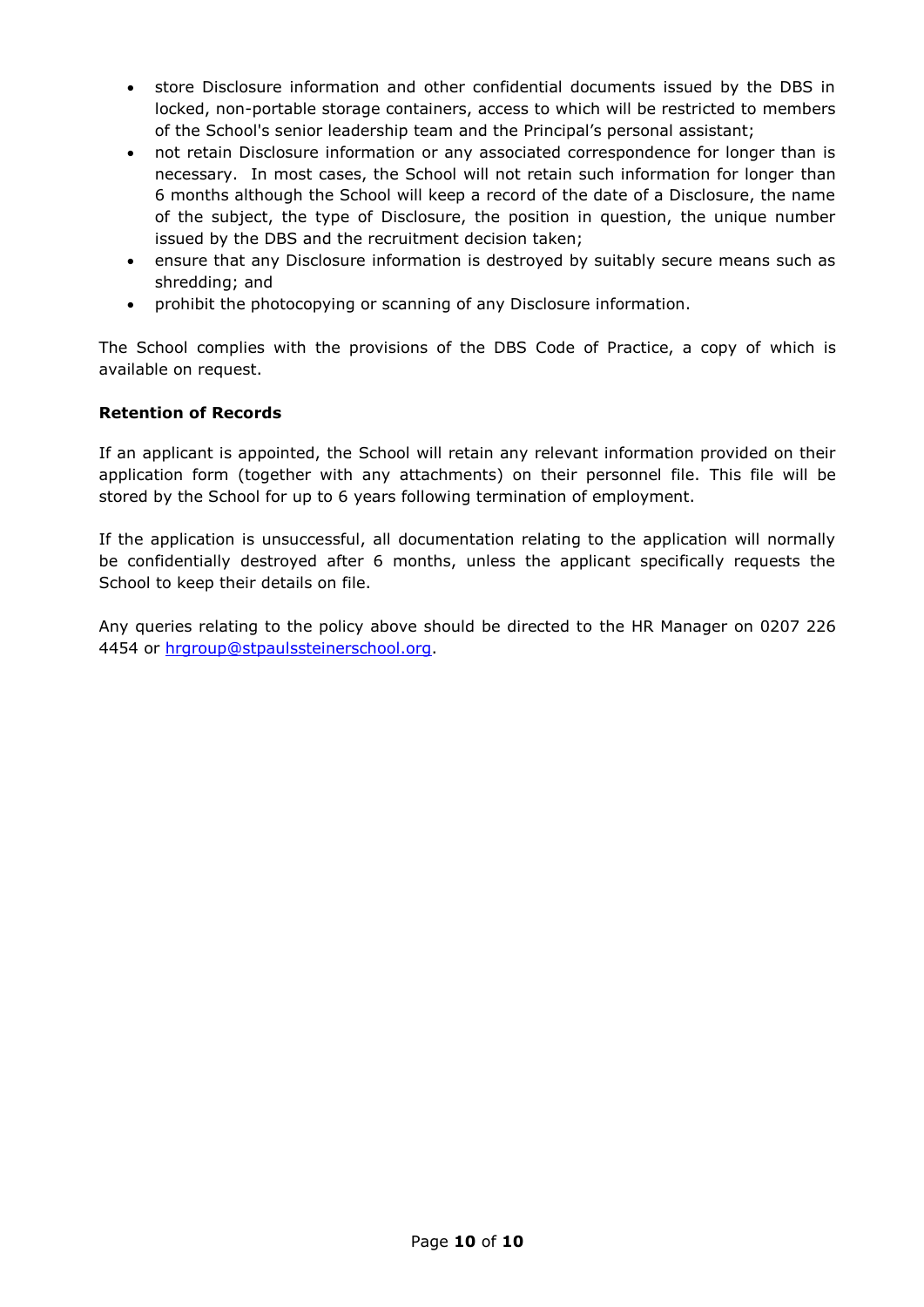- store Disclosure information and other confidential documents issued by the DBS in locked, non-portable storage containers, access to which will be restricted to members of the School's senior leadership team and the Principal's personal assistant;
- not retain Disclosure information or any associated correspondence for longer than is necessary. In most cases, the School will not retain such information for longer than 6 months although the School will keep a record of the date of a Disclosure, the name of the subject, the type of Disclosure, the position in question, the unique number issued by the DBS and the recruitment decision taken;
- ensure that any Disclosure information is destroyed by suitably secure means such as shredding; and
- prohibit the photocopying or scanning of any Disclosure information.

The School complies with the provisions of the DBS Code of Practice, a copy of which is available on request.

**Retention of Records**

If an applicant is appointed, the School will retain any relevant information provided on their application form (together with any attachments) on their personnel file. This file will be stored by the School for up to 6 years following termination of employment.

If the application is unsuccessful, all documentation relating to the application will normally be confidentially destroyed after 6 months, unless the applicant specifically requests the School to keep their details on file.

Any queries relating to the policy above should be directed to the HR Manager on 0207 226 4454 or hrgroup@stpaulssteinerschool.org.